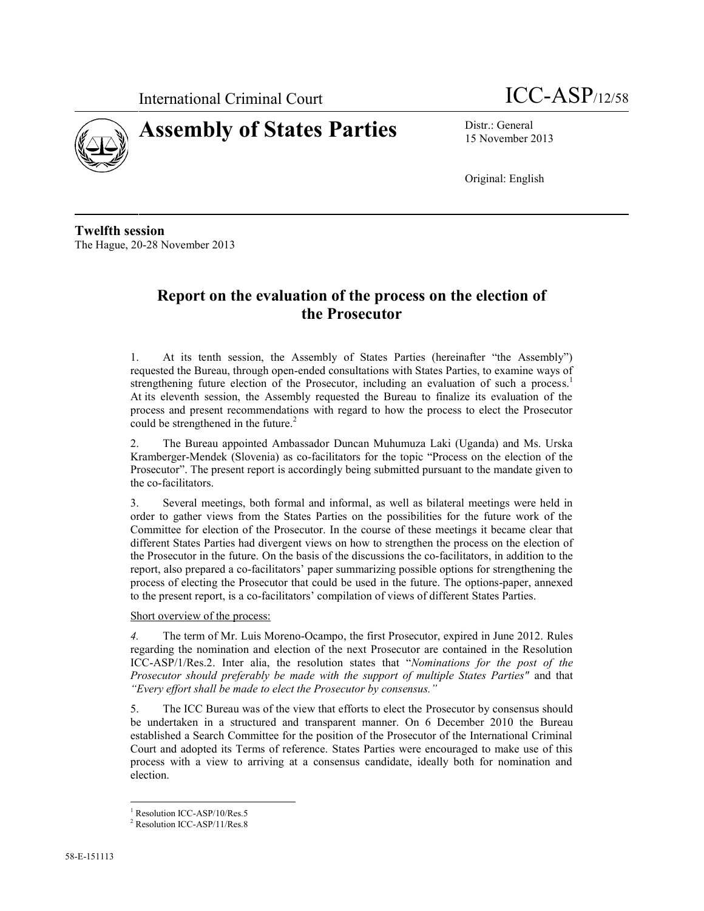International Criminal Court

ICC-ASP/12/58

# Assembly of States Parties

Distr.: General
15 November 2013

Original: English

**Twelfth session**
The Hague, 20-28 November 2013

## Report on the evaluation of the process on the election of the Prosecutor

1. At its tenth session, the Assembly of States Parties (hereinafter "the Assembly") requested the Bureau, through open-ended consultations with States Parties, to examine ways of strengthening future election of the Prosecutor, including an evaluation of such a process.[1] At its eleventh session, the Assembly requested the Bureau to finalize its evaluation of the process and present recommendations with regard to how the process to elect the Prosecutor could be strengthened in the future.[2]

2. The Bureau appointed Ambassador Duncan Muhumuza Laki (Uganda) and Ms. Urska Kramberger-Mendek (Slovenia) as co-facilitators for the topic "Process on the election of the Prosecutor". The present report is accordingly being submitted pursuant to the mandate given to the co-facilitators.

3. Several meetings, both formal and informal, as well as bilateral meetings were held in order to gather views from the States Parties on the possibilities for the future work of the Committee for election of the Prosecutor. In the course of these meetings it became clear that different States Parties had divergent views on how to strengthen the process on the election of the Prosecutor in the future. On the basis of the discussions the co-facilitators, in addition to the report, also prepared a co-facilitators' paper summarizing possible options for strengthening the process of electing the Prosecutor that could be used in the future. The options-paper, annexed to the present report, is a co-facilitators' compilation of views of different States Parties.

Short overview of the process:

*4.* The term of Mr. Luis Moreno-Ocampo, the first Prosecutor, expired in June 2012. Rules regarding the nomination and election of the next Prosecutor are contained in the Resolution ICC-ASP/1/Res.2. Inter alia, the resolution states that "*Nominations for the post of the Prosecutor should preferably be made with the support of multiple States Parties"* and that *"Every effort shall be made to elect the Prosecutor by consensus."*

5. The ICC Bureau was of the view that efforts to elect the Prosecutor by consensus should be undertaken in a structured and transparent manner. On 6 December 2010 the Bureau established a Search Committee for the position of the Prosecutor of the International Criminal Court and adopted its Terms of reference. States Parties were encouraged to make use of this process with a view to arriving at a consensus candidate, ideally both for nomination and election.

[1] Resolution ICC-ASP/10/Res.5

[2] Resolution ICC-ASP/11/Res.8

58-E-151113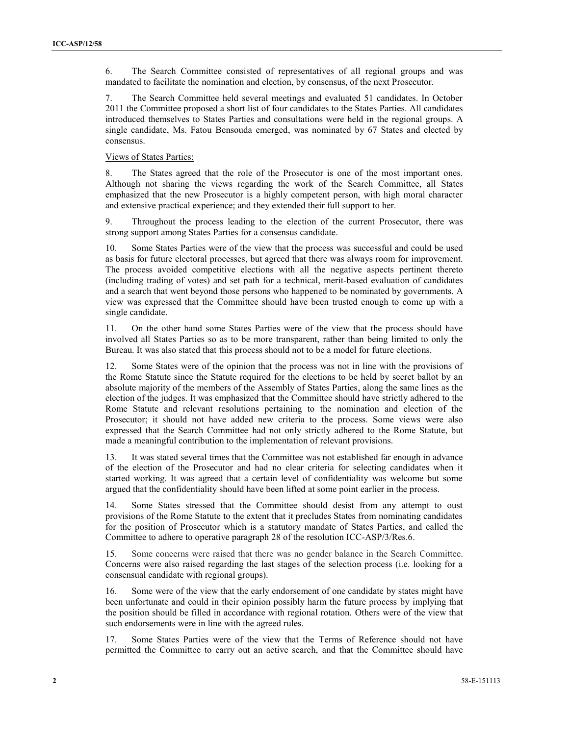6. The Search Committee consisted of representatives of all regional groups and was mandated to facilitate the nomination and election, by consensus, of the next Prosecutor.

7. The Search Committee held several meetings and evaluated 51 candidates. In October 2011 the Committee proposed a short list of four candidates to the States Parties. All candidates introduced themselves to States Parties and consultations were held in the regional groups. A single candidate, Ms. Fatou Bensouda emerged, was nominated by 67 States and elected by consensus.

Views of States Parties:

8. The States agreed that the role of the Prosecutor is one of the most important ones. Although not sharing the views regarding the work of the Search Committee, all States emphasized that the new Prosecutor is a highly competent person, with high moral character and extensive practical experience; and they extended their full support to her.

9. Throughout the process leading to the election of the current Prosecutor, there was strong support among States Parties for a consensus candidate.

10. Some States Parties were of the view that the process was successful and could be used as basis for future electoral processes, but agreed that there was always room for improvement. The process avoided competitive elections with all the negative aspects pertinent thereto (including trading of votes) and set path for a technical, merit-based evaluation of candidates and a search that went beyond those persons who happened to be nominated by governments. A view was expressed that the Committee should have been trusted enough to come up with a single candidate.

11. On the other hand some States Parties were of the view that the process should have involved all States Parties so as to be more transparent, rather than being limited to only the Bureau. It was also stated that this process should not to be a model for future elections.

12. Some States were of the opinion that the process was not in line with the provisions of the Rome Statute since the Statute required for the elections to be held by secret ballot by an absolute majority of the members of the Assembly of States Parties, along the same lines as the election of the judges. It was emphasized that the Committee should have strictly adhered to the Rome Statute and relevant resolutions pertaining to the nomination and election of the Prosecutor; it should not have added new criteria to the process. Some views were also expressed that the Search Committee had not only strictly adhered to the Rome Statute, but made a meaningful contribution to the implementation of relevant provisions.

13. It was stated several times that the Committee was not established far enough in advance of the election of the Prosecutor and had no clear criteria for selecting candidates when it started working. It was agreed that a certain level of confidentiality was welcome but some argued that the confidentiality should have been lifted at some point earlier in the process.

14. Some States stressed that the Committee should desist from any attempt to oust provisions of the Rome Statute to the extent that it precludes States from nominating candidates for the position of Prosecutor which is a statutory mandate of States Parties, and called the Committee to adhere to operative paragraph 28 of the resolution ICC-ASP/3/Res.6.

15. Some concerns were raised that there was no gender balance in the Search Committee. Concerns were also raised regarding the last stages of the selection process (i.e. looking for a consensual candidate with regional groups).

16. Some were of the view that the early endorsement of one candidate by states might have been unfortunate and could in their opinion possibly harm the future process by implying that the position should be filled in accordance with regional rotation. Others were of the view that such endorsements were in line with the agreed rules.

17. Some States Parties were of the view that the Terms of Reference should not have permitted the Committee to carry out an active search, and that the Committee should have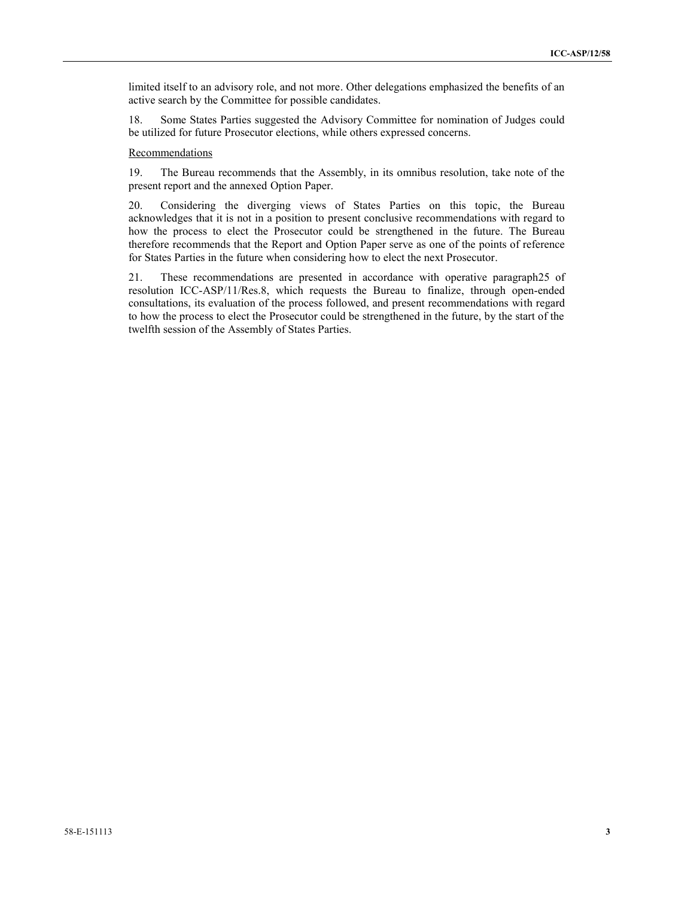limited itself to an advisory role, and not more. Other delegations emphasized the benefits of an active search by the Committee for possible candidates.

18. Some States Parties suggested the Advisory Committee for nomination of Judges could be utilized for future Prosecutor elections, while others expressed concerns.

Recommendations

19. The Bureau recommends that the Assembly, in its omnibus resolution, take note of the present report and the annexed Option Paper.

20. Considering the diverging views of States Parties on this topic, the Bureau acknowledges that it is not in a position to present conclusive recommendations with regard to how the process to elect the Prosecutor could be strengthened in the future. The Bureau therefore recommends that the Report and Option Paper serve as one of the points of reference for States Parties in the future when considering how to elect the next Prosecutor.

21. These recommendations are presented in accordance with operative paragraph25 of resolution ICC-ASP/11/Res.8, which requests the Bureau to finalize, through open-ended consultations, its evaluation of the process followed, and present recommendations with regard to how the process to elect the Prosecutor could be strengthened in the future, by the start of the twelfth session of the Assembly of States Parties.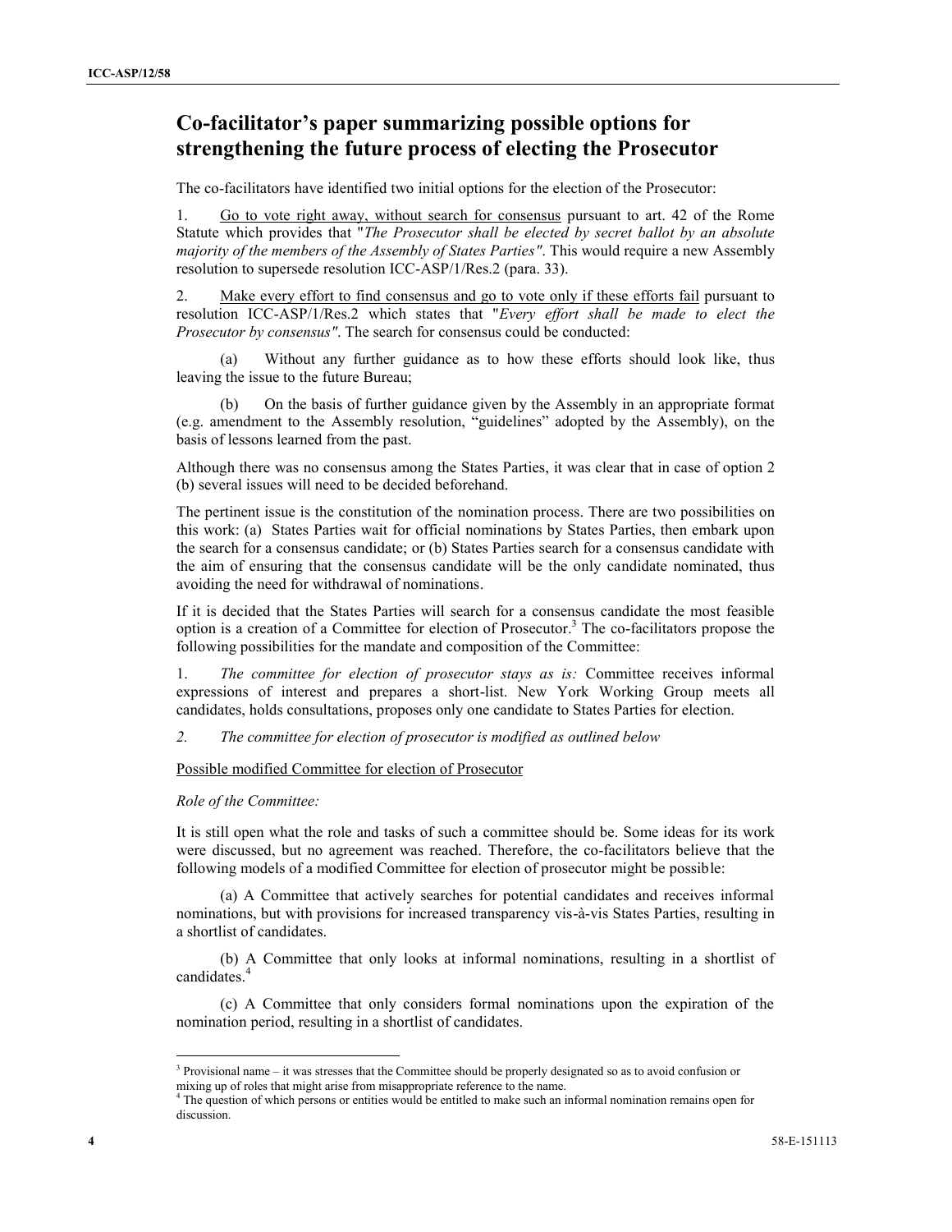## Co-facilitator's paper summarizing possible options for strengthening the future process of electing the Prosecutor

The co-facilitators have identified two initial options for the election of the Prosecutor:

1. Go to vote right away, without search for consensus pursuant to art. 42 of the Rome Statute which provides that "*The Prosecutor shall be elected by secret ballot by an absolute majority of the members of the Assembly of States Parties"*. This would require a new Assembly resolution to supersede resolution ICC-ASP/1/Res.2 (para. 33).

2. Make every effort to find consensus and go to vote only if these efforts fail pursuant to resolution ICC-ASP/1/Res.2 which states that "*Every effort shall be made to elect the Prosecutor by consensus"*. The search for consensus could be conducted:

   (a) Without any further guidance as to how these efforts should look like, thus leaving the issue to the future Bureau;

   (b) On the basis of further guidance given by the Assembly in an appropriate format (e.g. amendment to the Assembly resolution, "guidelines" adopted by the Assembly), on the basis of lessons learned from the past.

Although there was no consensus among the States Parties, it was clear that in case of option 2 (b) several issues will need to be decided beforehand.

The pertinent issue is the constitution of the nomination process. There are two possibilities on this work: (a) States Parties wait for official nominations by States Parties, then embark upon the search for a consensus candidate; or (b) States Parties search for a consensus candidate with the aim of ensuring that the consensus candidate will be the only candidate nominated, thus avoiding the need for withdrawal of nominations.

If it is decided that the States Parties will search for a consensus candidate the most feasible option is a creation of a Committee for election of Prosecutor.[3] The co-facilitators propose the following possibilities for the mandate and composition of the Committee:

1. *The committee for election of prosecutor stays as is:* Committee receives informal expressions of interest and prepares a short-list. New York Working Group meets all candidates, holds consultations, proposes only one candidate to States Parties for election.

2. *The committee for election of prosecutor is modified as outlined below*

Possible modified Committee for election of Prosecutor

*Role of the Committee:*

It is still open what the role and tasks of such a committee should be. Some ideas for its work were discussed, but no agreement was reached. Therefore, the co-facilitators believe that the following models of a modified Committee for election of prosecutor might be possible:

(a) A Committee that actively searches for potential candidates and receives informal nominations, but with provisions for increased transparency vis-à-vis States Parties, resulting in a shortlist of candidates.

(b) A Committee that only looks at informal nominations, resulting in a shortlist of candidates.[4]

(c) A Committee that only considers formal nominations upon the expiration of the nomination period, resulting in a shortlist of candidates.

---

[3] Provisional name – it was stresses that the Committee should be properly designated so as to avoid confusion or mixing up of roles that might arise from misappropriate reference to the name.

[4] The question of which persons or entities would be entitled to make such an informal nomination remains open for discussion.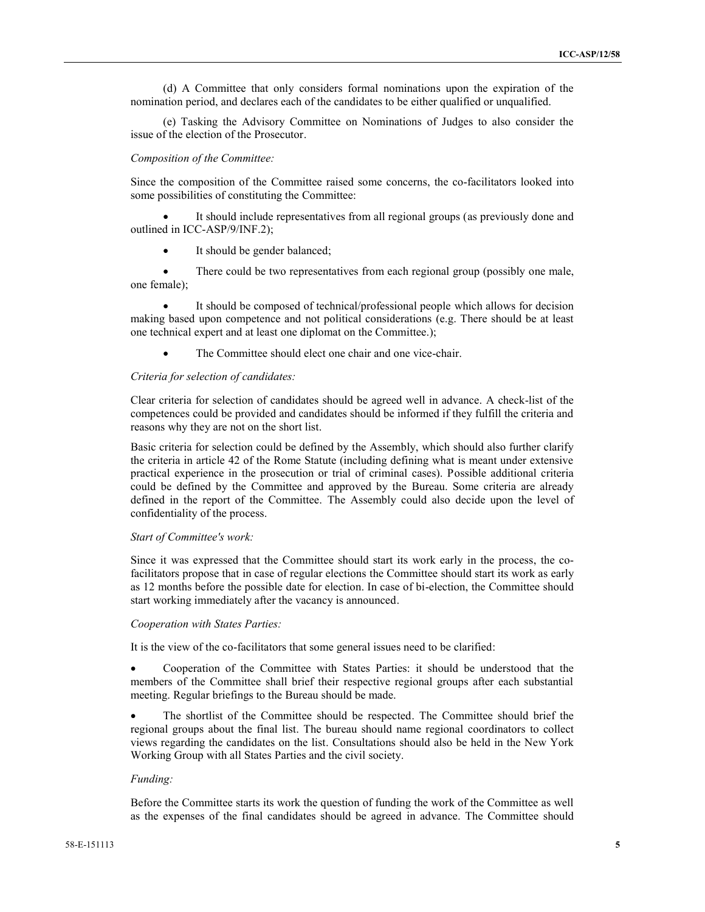(d) A Committee that only considers formal nominations upon the expiration of the nomination period, and declares each of the candidates to be either qualified or unqualified.

(e) Tasking the Advisory Committee on Nominations of Judges to also consider the issue of the election of the Prosecutor.

*Composition of the Committee:*

Since the composition of the Committee raised some concerns, the co-facilitators looked into some possibilities of constituting the Committee:

- It should include representatives from all regional groups (as previously done and outlined in ICC-ASP/9/INF.2);
- It should be gender balanced;
- There could be two representatives from each regional group (possibly one male, one female);
- It should be composed of technical/professional people which allows for decision making based upon competence and not political considerations (e.g. There should be at least one technical expert and at least one diplomat on the Committee.);
- The Committee should elect one chair and one vice-chair.

*Criteria for selection of candidates:*

Clear criteria for selection of candidates should be agreed well in advance. A check-list of the competences could be provided and candidates should be informed if they fulfill the criteria and reasons why they are not on the short list.

Basic criteria for selection could be defined by the Assembly, which should also further clarify the criteria in article 42 of the Rome Statute (including defining what is meant under extensive practical experience in the prosecution or trial of criminal cases). Possible additional criteria could be defined by the Committee and approved by the Bureau. Some criteria are already defined in the report of the Committee. The Assembly could also decide upon the level of confidentiality of the process.

*Start of Committee's work:*

Since it was expressed that the Committee should start its work early in the process, the co-facilitators propose that in case of regular elections the Committee should start its work as early as 12 months before the possible date for election. In case of bi-election, the Committee should start working immediately after the vacancy is announced.

*Cooperation with States Parties:*

It is the view of the co-facilitators that some general issues need to be clarified:

- Cooperation of the Committee with States Parties: it should be understood that the members of the Committee shall brief their respective regional groups after each substantial meeting. Regular briefings to the Bureau should be made.
- The shortlist of the Committee should be respected. The Committee should brief the regional groups about the final list. The bureau should name regional coordinators to collect views regarding the candidates on the list. Consultations should also be held in the New York Working Group with all States Parties and the civil society.

*Funding:*

Before the Committee starts its work the question of funding the work of the Committee as well as the expenses of the final candidates should be agreed in advance. The Committee should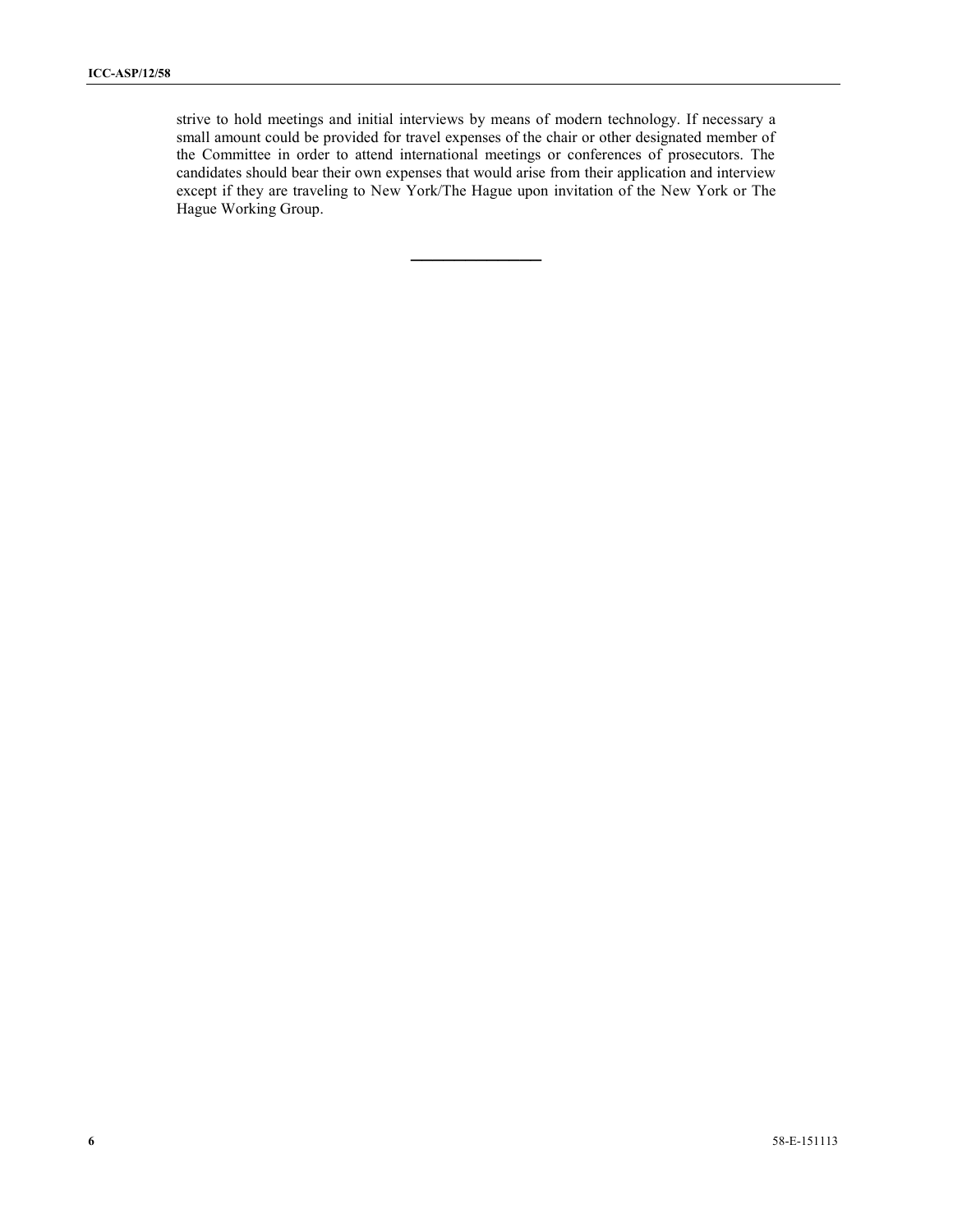strive to hold meetings and initial interviews by means of modern technology. If necessary a small amount could be provided for travel expenses of the chair or other designated member of the Committee in order to attend international meetings or conferences of prosecutors. The candidates should bear their own expenses that would arise from their application and interview except if they are traveling to New York/The Hague upon invitation of the New York or The Hague Working Group.

---